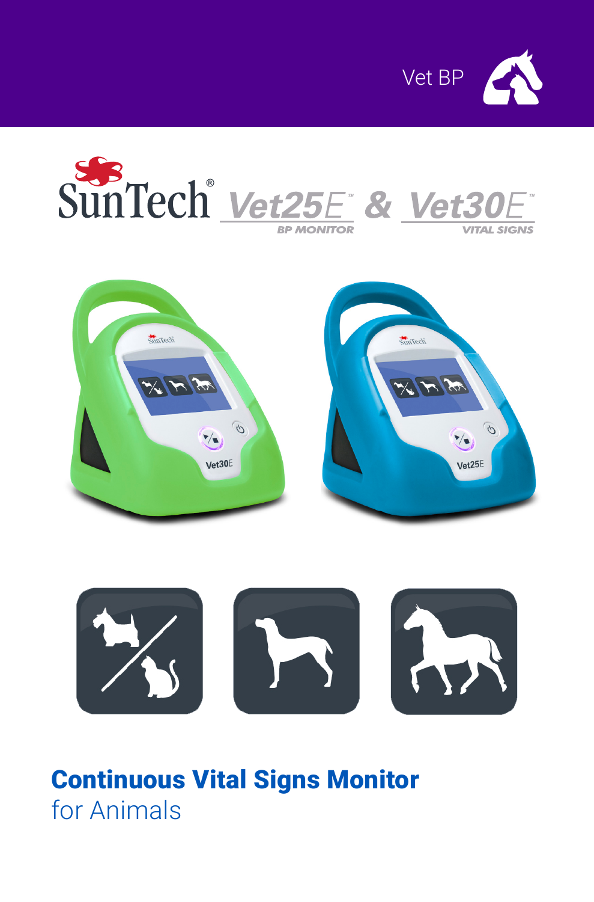Vet BP

SunTech® Vet25E™ BP MONITOR & Vet30E™ VITAL SIGNS

# Continuous Vital Signs Monitor
for Animals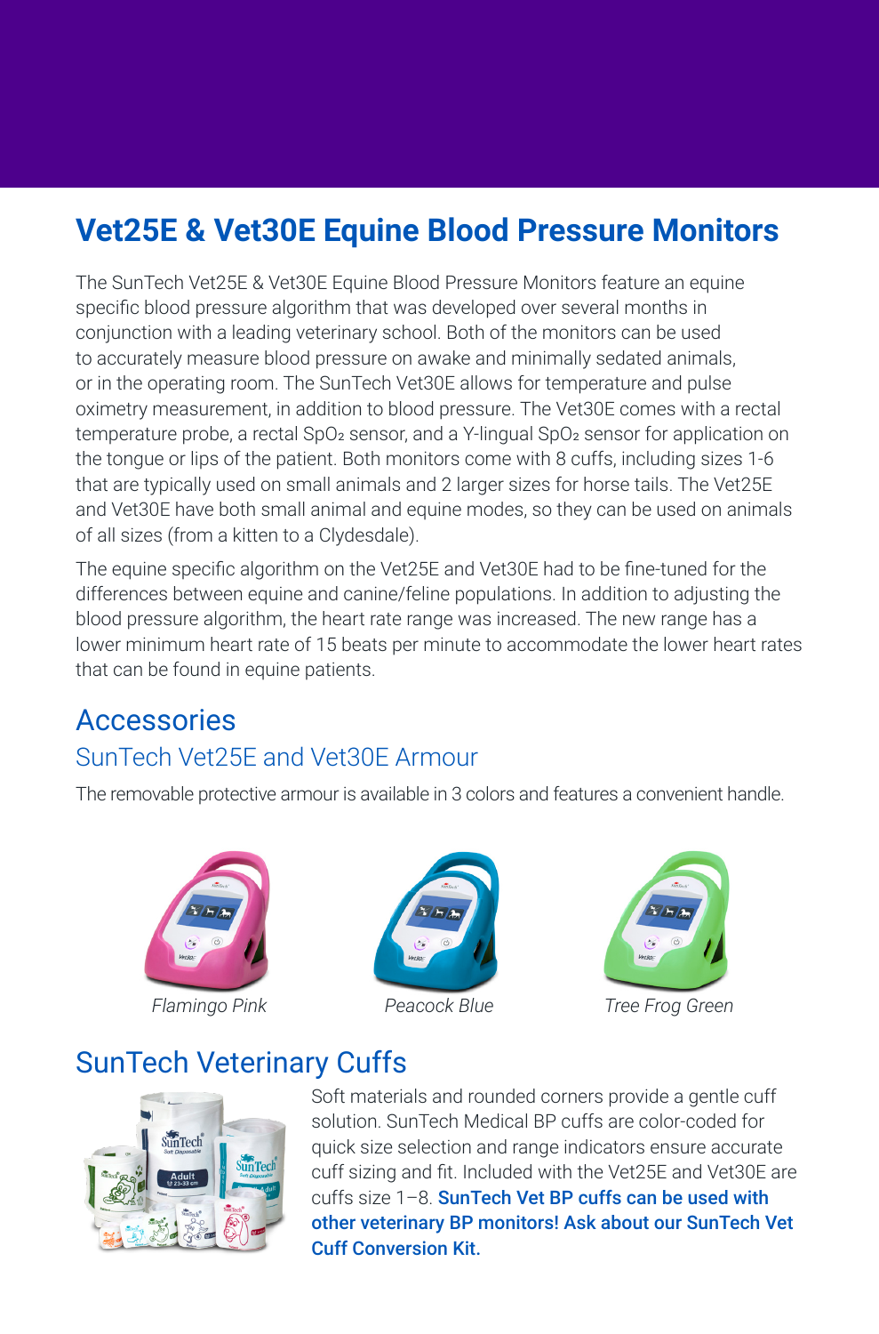# Vet25E & Vet30E Equine Blood Pressure Monitors

The SunTech Vet25E & Vet30E Equine Blood Pressure Monitors feature an equine specific blood pressure algorithm that was developed over several months in conjunction with a leading veterinary school. Both of the monitors can be used to accurately measure blood pressure on awake and minimally sedated animals, or in the operating room. The SunTech Vet30E allows for temperature and pulse oximetry measurement, in addition to blood pressure. The Vet30E comes with a rectal temperature probe, a rectal $SpO_2$ sensor, and a Y-lingual $SpO_2$ sensor for application on the tongue or lips of the patient. Both monitors come with 8 cuffs, including sizes 1-6 that are typically used on small animals and 2 larger sizes for horse tails. The Vet25E and Vet30E have both small animal and equine modes, so they can be used on animals of all sizes (from a kitten to a Clydesdale).

The equine specific algorithm on the Vet25E and Vet30E had to be fine-tuned for the differences between equine and canine/feline populations. In addition to adjusting the blood pressure algorithm, the heart rate range was increased. The new range has a lower minimum heart rate of 15 beats per minute to accommodate the lower heart rates that can be found in equine patients.

## Accessories

### SunTech Vet25E and Vet30E Armour

The removable protective armour is available in 3 colors and features a convenient handle.

*Flamingo Pink*

*Peacock Blue*

*Tree Frog Green*

## SunTech Veterinary Cuffs

Soft materials and rounded corners provide a gentle cuff solution. SunTech Medical BP cuffs are color-coded for quick size selection and range indicators ensure accurate cuff sizing and fit. Included with the Vet25E and Vet30E are cuffs size 1–8. **SunTech Vet BP cuffs can be used with other veterinary BP monitors! Ask about our SunTech Vet Cuff Conversion Kit.**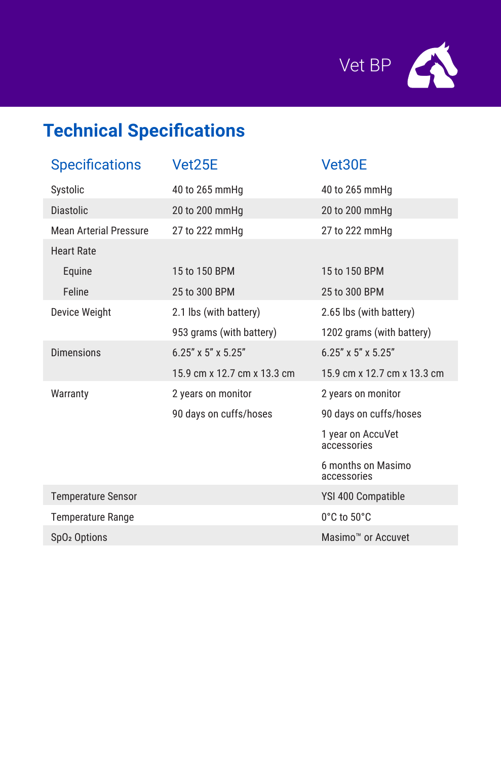## Technical Specifications

| Specifications | Vet25E | Vet30E |
|---|---|---|
| Systolic | 40 to 265 mmHg | 40 to 265 mmHg |
| Diastolic | 20 to 200 mmHg | 20 to 200 mmHg |
| Mean Arterial Pressure | 27 to 222 mmHg | 27 to 222 mmHg |
| Heart Rate | | |
| Equine | 15 to 150 BPM | 15 to 150 BPM |
| Feline | 25 to 300 BPM | 25 to 300 BPM |
| Device Weight | 2.1 lbs (with battery) | 2.65 lbs (with battery) |
| | 953 grams (with battery) | 1202 grams (with battery) |
| Dimensions | 6.25” x 5” x 5.25” | 6.25” x 5” x 5.25” |
| | 15.9 cm x 12.7 cm x 13.3 cm | 15.9 cm x 12.7 cm x 13.3 cm |
| Warranty | 2 years on monitor | 2 years on monitor |
| | 90 days on cuffs/hoses | 90 days on cuffs/hoses |
| | | 1 year on AccuVet accessories |
| | | 6 months on Masimo accessories |
| Temperature Sensor | | YSI 400 Compatible |
| Temperature Range | | 0°C to 50°C |
| $SpO_2$ Options | | Masimo™ or Accuvet |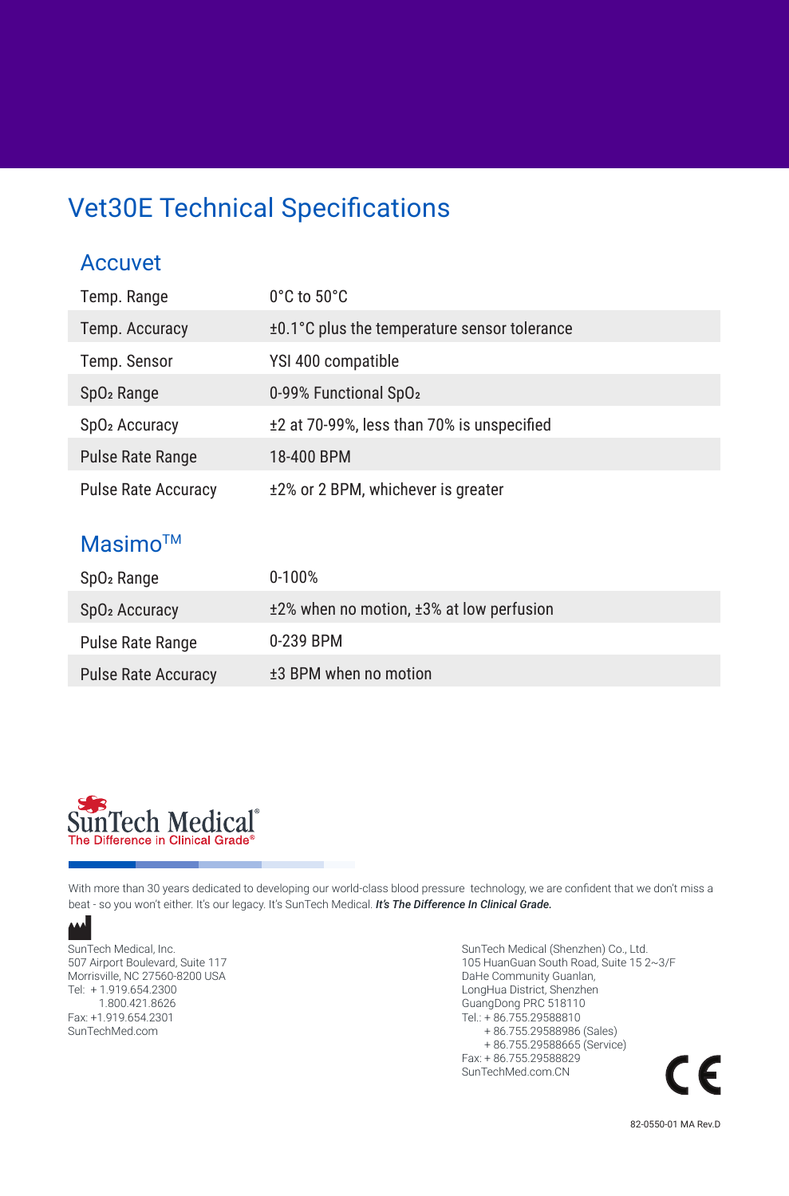# Vet30E Technical Specifications

## Accuvet

| | |
|---|---|
| Temp. Range | 0°C to 50°C |
| Temp. Accuracy | ±0.1°C plus the temperature sensor tolerance |
| Temp. Sensor | YSI 400 compatible |
| $SpO_2$ Range | 0-99% Functional $SpO_2$ |
| $SpO_2$ Accuracy | ±2 at 70-99%, less than 70% is unspecified |
| Pulse Rate Range | 18-400 BPM |
| Pulse Rate Accuracy | ±2% or 2 BPM, whichever is greater |

## Masimo™

| | |
|---|---|
| $SpO_2$ Range | 0-100% |
| $SpO_2$ Accuracy | ±2% when no motion, ±3% at low perfusion |
| Pulse Rate Range | 0-239 BPM |
| Pulse Rate Accuracy | ±3 BPM when no motion |

SunTech Medical®
The Difference in Clinical Grade®

With more than 30 years dedicated to developing our world-class blood pressure technology, we are confident that we don't miss a beat - so you won't either. It's our legacy. It's SunTech Medical. ***It's The Difference In Clinical Grade.***

SunTech Medical, Inc.
507 Airport Boulevard, Suite 117
Morrisville, NC 27560-8200 USA
Tel: + 1.919.654.2300
1.800.421.8626
Fax: +1.919.654.2301
SunTechMed.com

SunTech Medical (Shenzhen) Co., Ltd.
105 HuanGuan South Road, Suite 15 2~3/F
DaHe Community Guanlan,
LongHua District, Shenzhen
GuangDong PRC 518110
Tel.: + 86.755.29588810
+ 86.755.29588986 (Sales)
+ 86.755.29588665 (Service)
Fax: + 86.755.29588829
SunTechMed.com.CN

CE

82-0550-01 MA Rev.D